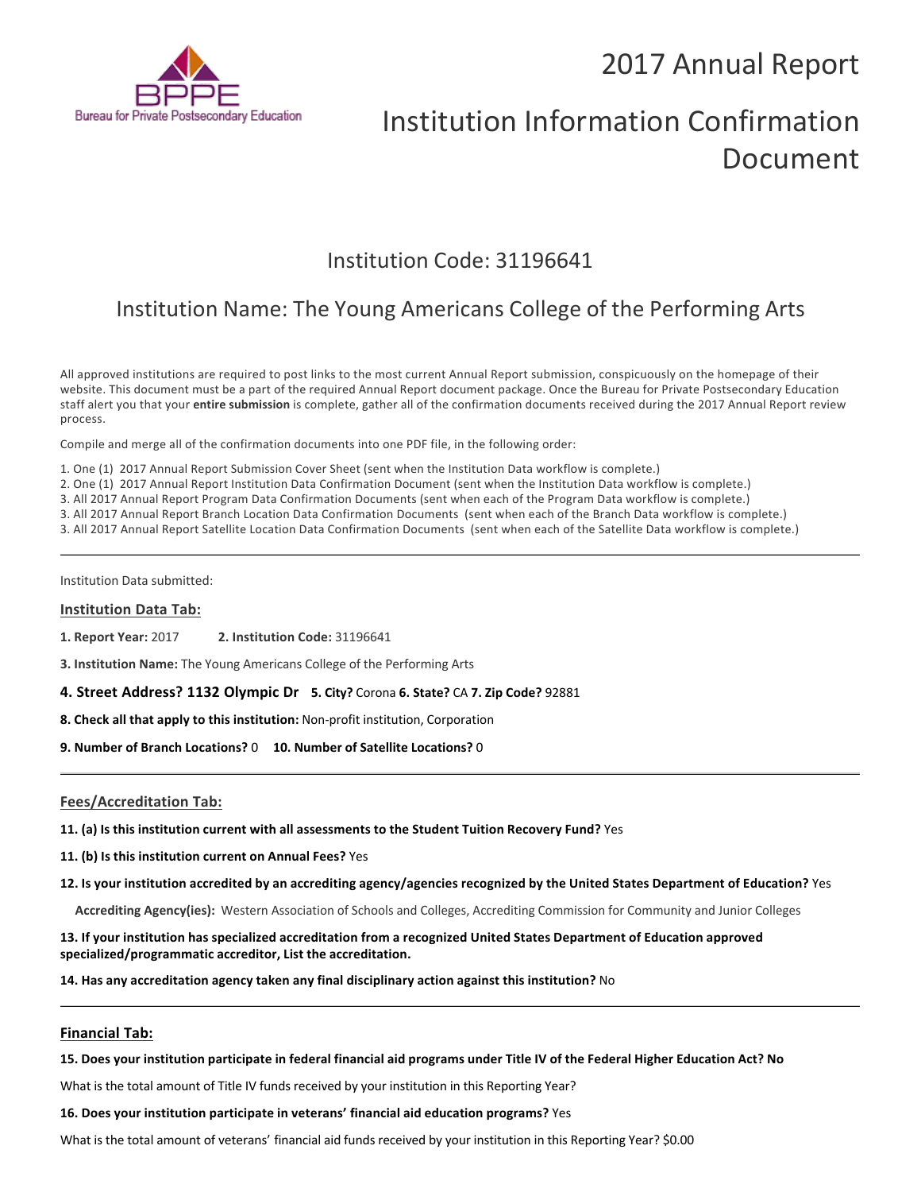# 2017 Annual Report

# Institution Information Confirmation Document

## Institution Code: 31196641

## Institution Name: The Young Americans College of the Performing Arts

All approved institutions are required to post links to the most current Annual Report submission, conspicuously on the homepage of their website. This document must be a part of the required Annual Report document package. Once the Bureau for Private Postsecondary Education staff alert you that your **entire submission** is complete, gather all of the confirmation documents received during the 2017 Annual Report review process.

Compile and merge all of the confirmation documents into one PDF file, in the following order:

1. One (1) 2017 Annual Report Submission Cover Sheet (sent when the Institution Data workflow is complete.)
2. One (1) 2017 Annual Report Institution Data Confirmation Document (sent when the Institution Data workflow is complete.)
3. All 2017 Annual Report Program Data Confirmation Documents (sent when each of the Program Data workflow is complete.)
3. All 2017 Annual Report Branch Location Data Confirmation Documents (sent when each of the Branch Data workflow is complete.)
3. All 2017 Annual Report Satellite Location Data Confirmation Documents (sent when each of the Satellite Data workflow is complete.)

---

Institution Data submitted:

### Institution Data Tab:

**1. Report Year:** 2017 **2. Institution Code:** 31196641

**3. Institution Name:** The Young Americans College of the Performing Arts

**4. Street Address? 1132 Olympic Dr** **5. City?** Corona **6. State?** CA **7. Zip Code?** 92881

**8. Check all that apply to this institution:** Non-profit institution, Corporation

**9. Number of Branch Locations?** 0 **10. Number of Satellite Locations?** 0

---

### Fees/Accreditation Tab:

**11. (a) Is this institution current with all assessments to the Student Tuition Recovery Fund?** Yes

**11. (b) Is this institution current on Annual Fees?** Yes

**12. Is your institution accredited by an accrediting agency/agencies recognized by the United States Department of Education?** Yes

**Accrediting Agency(ies):** Western Association of Schools and Colleges, Accrediting Commission for Community and Junior Colleges

**13. If your institution has specialized accreditation from a recognized United States Department of Education approved specialized/programmatic accreditor, List the accreditation.**

**14. Has any accreditation agency taken any final disciplinary action against this institution?** No

---

### Financial Tab:

**15. Does your institution participate in federal financial aid programs under Title IV of the Federal Higher Education Act? No**

What is the total amount of Title IV funds received by your institution in this Reporting Year?

**16. Does your institution participate in veterans' financial aid education programs?** Yes

What is the total amount of veterans' financial aid funds received by your institution in this Reporting Year? $0.00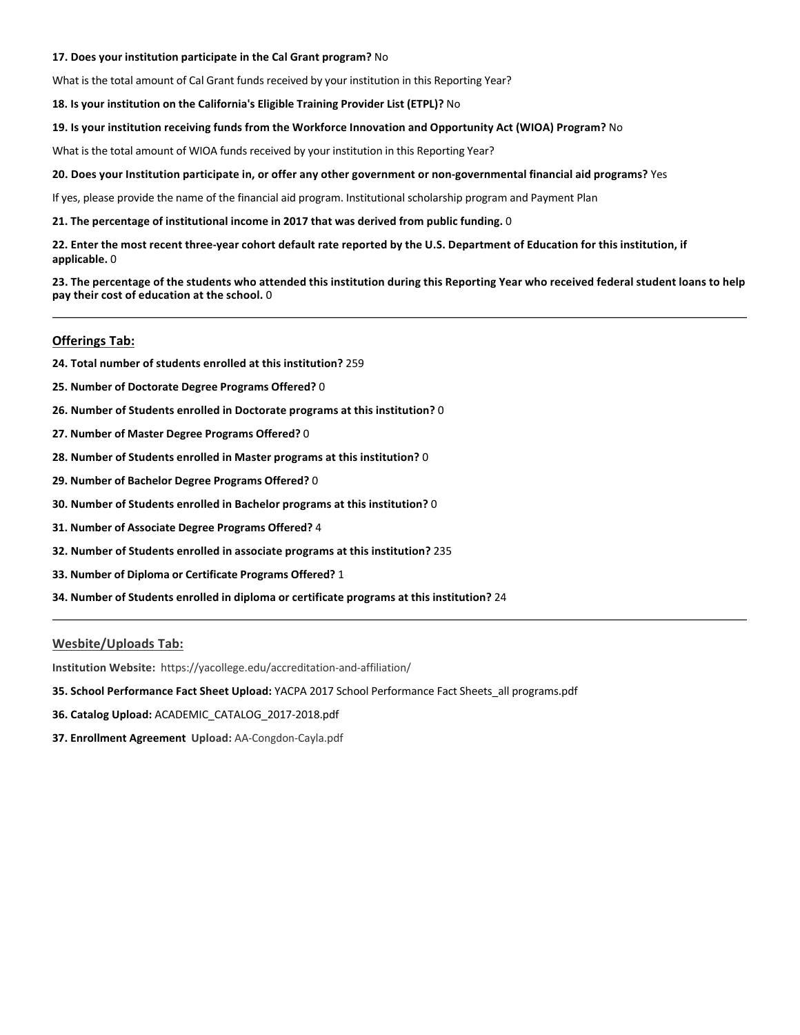**17. Does your institution participate in the Cal Grant program?** No

What is the total amount of Cal Grant funds received by your institution in this Reporting Year?

**18. Is your institution on the California's Eligible Training Provider List (ETPL)?** No

**19. Is your institution receiving funds from the Workforce Innovation and Opportunity Act (WIOA) Program?** No

What is the total amount of WIOA funds received by your institution in this Reporting Year?

**20. Does your Institution participate in, or offer any other government or non-governmental financial aid programs?** Yes

If yes, please provide the name of the financial aid program. Institutional scholarship program and Payment Plan

**21. The percentage of institutional income in 2017 that was derived from public funding.** 0

**22. Enter the most recent three-year cohort default rate reported by the U.S. Department of Education for this institution, if applicable.** 0

**23. The percentage of the students who attended this institution during this Reporting Year who received federal student loans to help pay their cost of education at the school.** 0

---

## Offerings Tab:

**24. Total number of students enrolled at this institution?** 259

**25. Number of Doctorate Degree Programs Offered?** 0

**26. Number of Students enrolled in Doctorate programs at this institution?** 0

**27. Number of Master Degree Programs Offered?** 0

**28. Number of Students enrolled in Master programs at this institution?** 0

**29. Number of Bachelor Degree Programs Offered?** 0

**30. Number of Students enrolled in Bachelor programs at this institution?** 0

**31. Number of Associate Degree Programs Offered?** 4

**32. Number of Students enrolled in associate programs at this institution?** 235

**33. Number of Diploma or Certificate Programs Offered?** 1

**34. Number of Students enrolled in diploma or certificate programs at this institution?** 24

---

## Wesbite/Uploads Tab:

**Institution Website:** https://yacollege.edu/accreditation-and-affiliation/

**35. School Performance Fact Sheet Upload:** YACPA 2017 School Performance Fact Sheets_all programs.pdf

**36. Catalog Upload:** ACADEMIC_CATALOG_2017-2018.pdf

**37. Enrollment Agreement Upload:** AA-Congdon-Cayla.pdf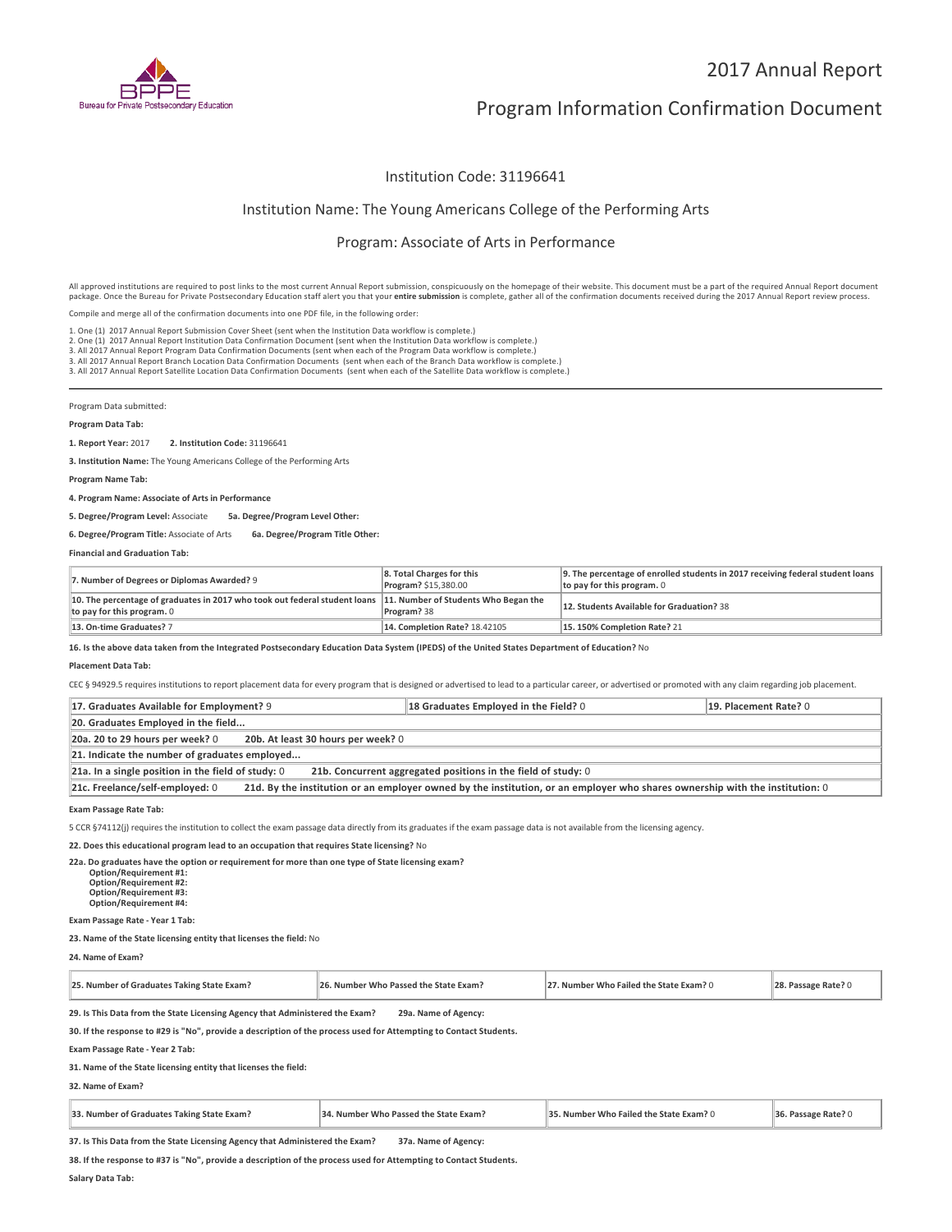# 2017 Annual Report

# Program Information Confirmation Document

## Institution Code: 31196641

## Institution Name: The Young Americans College of the Performing Arts

## Program: Associate of Arts in Performance

All approved institutions are required to post links to the most current Annual Report submission, conspicuously on the homepage of their website. This document must be a part of the required Annual Report document package. Once the Bureau for Private Postsecondary Education staff alert you that your **entire submission** is complete, gather all of the confirmation documents received during the 2017 Annual Report review process.

Compile and merge all of the confirmation documents into one PDF file, in the following order:

1. One (1) 2017 Annual Report Submission Cover Sheet (sent when the Institution Data workflow is complete.)
2. One (1) 2017 Annual Report Institution Data Confirmation Document (sent when the Institution Data workflow is complete.)
3. All 2017 Annual Report Program Data Confirmation Documents (sent when each of the Program Data workflow is complete.)
3. All 2017 Annual Report Branch Location Data Confirmation Documents (sent when each of the Branch Data workflow is complete.)
3. All 2017 Annual Report Satellite Location Data Confirmation Documents (sent when each of the Satellite Data workflow is complete.)

---

Program Data submitted:

**Program Data Tab:**

**1. Report Year:** 2017 **2. Institution Code:** 31196641

**3. Institution Name:** The Young Americans College of the Performing Arts

**Program Name Tab:**

**4. Program Name: Associate of Arts in Performance**

**5. Degree/Program Level:** Associate **5a. Degree/Program Level Other:**

**6. Degree/Program Title:** Associate of Arts **6a. Degree/Program Title Other:**

**Financial and Graduation Tab:**

| | | |
|---|---|---|
| **7. Number of Degrees or Diplomas Awarded?** 9 | **8. Total Charges for this Program?** $15,380.00 | **9. The percentage of enrolled students in 2017 receiving federal student loans to pay for this program.** 0 |
| **10. The percentage of graduates in 2017 who took out federal student loans to pay for this program.** 0 | **11. Number of Students Who Began the Program?** 38 | **12. Students Available for Graduation?** 38 |
| **13. On-time Graduates?** 7 | **14. Completion Rate?** 18.42105 | **15. 150% Completion Rate?** 21 |

**16. Is the above data taken from the Integrated Postsecondary Education Data System (IPEDS) of the United States Department of Education?** No

**Placement Data Tab:**

CEC § 94929.5 requires institutions to report placement data for every program that is designed or advertised to lead to a particular career, or advertised or promoted with any claim regarding job placement.

| | | |
|---|---|---|
| **17. Graduates Available for Employment?** 9 | **18 Graduates Employed in the Field?** 0 | **19. Placement Rate?** 0 |
| **20. Graduates Employed in the field...** | | |
| **20a. 20 to 29 hours per week?** 0 **20b. At least 30 hours per week?** 0 | | |
| **21. Indicate the number of graduates employed...** | | |
| **21a. In a single position in the field of study:** 0 **21b. Concurrent aggregated positions in the field of study:** 0 | | |
| **21c. Freelance/self-employed:** 0 **21d. By the institution or an employer owned by the institution, or an employer who shares ownership with the institution:** 0 | | |

**Exam Passage Rate Tab:**

5 CCR §74112(j) requires the institution to collect the exam passage data directly from its graduates if the exam passage data is not available from the licensing agency.

**22. Does this educational program lead to an occupation that requires State licensing?** No

**22a. Do graduates have the option or requirement for more than one type of State licensing exam?**
**Option/Requirement #1:**
**Option/Requirement #2:**
**Option/Requirement #3:**
**Option/Requirement #4:**

**Exam Passage Rate - Year 1 Tab:**

**23. Name of the State licensing entity that licenses the field:** No

**24. Name of Exam?**

| **25. Number of Graduates Taking State Exam?** | **26. Number Who Passed the State Exam?** | **27. Number Who Failed the State Exam?** 0 | **28. Passage Rate?** 0 |
|---|---|---|---|

**29. Is This Data from the State Licensing Agency that Administered the Exam?** **29a. Name of Agency:**

**30. If the response to #29 is "No", provide a description of the process used for Attempting to Contact Students.**

**Exam Passage Rate - Year 2 Tab:**

**31. Name of the State licensing entity that licenses the field:**

**32. Name of Exam?**

| **33. Number of Graduates Taking State Exam?** | **34. Number Who Passed the State Exam?** | **35. Number Who Failed the State Exam?** 0 | **36. Passage Rate?** 0 |
|---|---|---|---|

**37. Is This Data from the State Licensing Agency that Administered the Exam?** **37a. Name of Agency:**

**38. If the response to #37 is "No", provide a description of the process used for Attempting to Contact Students.**

**Salary Data Tab:**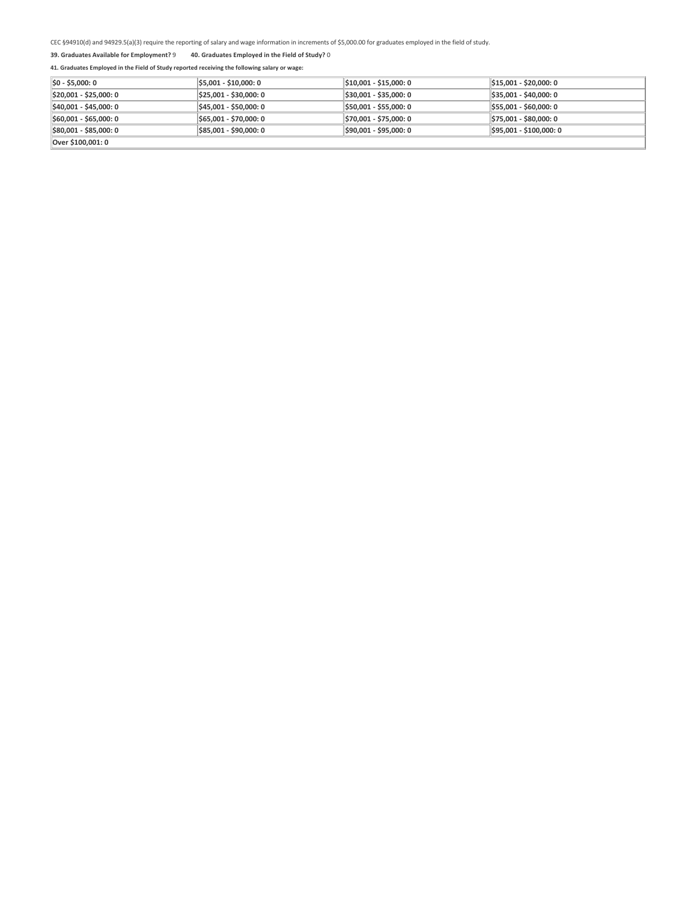CEC §94910(d) and 94929.5(a)(3) require the reporting of salary and wage information in increments of $5,000.00 for graduates employed in the field of study.

**39. Graduates Available for Employment?** 9 **40. Graduates Employed in the Field of Study?** 0

**41. Graduates Employed in the Field of Study reported receiving the following salary or wage:**

| | | | |
|---|---|---|---|
| **$0 - $5,000: 0** | **$5,001 - $10,000: 0** | **$10,001 - $15,000: 0** | **$15,001 - $20,000: 0** |
| **$20,001 - $25,000: 0** | **$25,001 - $30,000: 0** | **$30,001 - $35,000: 0** | **$35,001 - $40,000: 0** |
| **$40,001 - $45,000: 0** | **$45,001 - $50,000: 0** | **$50,001 - $55,000: 0** | **$55,001 - $60,000: 0** |
| **$60,001 - $65,000: 0** | **$65,001 - $70,000: 0** | **$70,001 - $75,000: 0** | **$75,001 - $80,000: 0** |
| **$80,001 - $85,000: 0** | **$85,001 - $90,000: 0** | **$90,001 - $95,000: 0** | **$95,001 - $100,000: 0** |
| **Over $100,001: 0** | | | |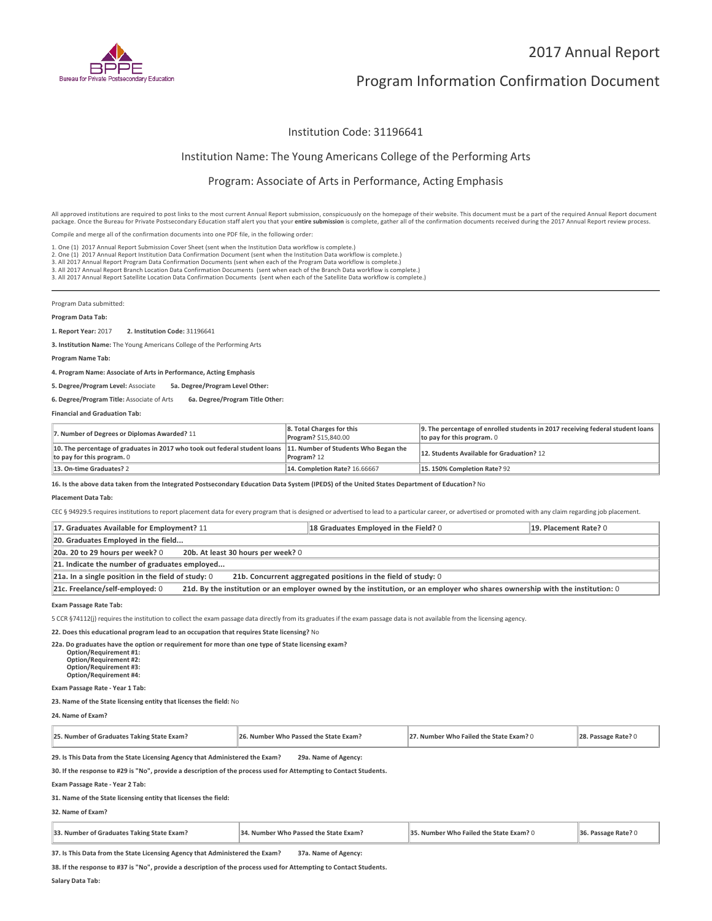2017 Annual Report

# Program Information Confirmation Document

Institution Code: 31196641

Institution Name: The Young Americans College of the Performing Arts

Program: Associate of Arts in Performance, Acting Emphasis

All approved institutions are required to post links to the most current Annual Report submission, conspicuously on the homepage of their website. This document must be a part of the required Annual Report document package. Once the Bureau for Private Postsecondary Education staff alert you that your **entire submission** is complete, gather all of the confirmation documents received during the 2017 Annual Report review process.

Compile and merge all of the confirmation documents into one PDF file, in the following order:

1. One (1) 2017 Annual Report Submission Cover Sheet (sent when the Institution Data workflow is complete.)
2. One (1) 2017 Annual Report Institution Data Confirmation Document (sent when the Institution Data workflow is complete.)
3. All 2017 Annual Report Program Data Confirmation Documents (sent when each of the Program Data workflow is complete.)
3. All 2017 Annual Report Branch Location Data Confirmation Documents (sent when each of the Branch Data workflow is complete.)
3. All 2017 Annual Report Satellite Location Data Confirmation Documents (sent when each of the Satellite Data workflow is complete.)

---

Program Data submitted:

**Program Data Tab:**

**1. Report Year:** 2017 **2. Institution Code:** 31196641

**3. Institution Name:** The Young Americans College of the Performing Arts

**Program Name Tab:**

**4. Program Name: Associate of Arts in Performance, Acting Emphasis**

**5. Degree/Program Level:** Associate **5a. Degree/Program Level Other:**

**6. Degree/Program Title:** Associate of Arts **6a. Degree/Program Title Other:**

**Financial and Graduation Tab:**

| | | |
|---|---|---|
| **7. Number of Degrees or Diplomas Awarded?** 11 | **8. Total Charges for this Program?** $15,840.00 | **9. The percentage of enrolled students in 2017 receiving federal student loans to pay for this program.** 0 |
| **10. The percentage of graduates in 2017 who took out federal student loans to pay for this program.** 0 | **11. Number of Students Who Began the Program?** 12 | **12. Students Available for Graduation?** 12 |
| **13. On-time Graduates?** 2 | **14. Completion Rate?** 16.66667 | **15. 150% Completion Rate?** 92 |

**16. Is the above data taken from the Integrated Postsecondary Education Data System (IPEDS) of the United States Department of Education?** No

**Placement Data Tab:**

CEC § 94929.5 requires institutions to report placement data for every program that is designed or advertised to lead to a particular career, or advertised or promoted with any claim regarding job placement.

| | | |
|---|---|---|
| **17. Graduates Available for Employment?** 11 | **18 Graduates Employed in the Field?** 0 | **19. Placement Rate?** 0 |
| **20. Graduates Employed in the field...** | | |
| **20a. 20 to 29 hours per week?** 0 **20b. At least 30 hours per week?** 0 | | |
| **21. Indicate the number of graduates employed...** | | |
| **21a. In a single position in the field of study:** 0 **21b. Concurrent aggregated positions in the field of study:** 0 | | |
| **21c. Freelance/self-employed:** 0 **21d. By the institution or an employer owned by the institution, or an employer who shares ownership with the institution:** 0 | | |

**Exam Passage Rate Tab:**

5 CCR §74112(j) requires the institution to collect the exam passage data directly from its graduates if the exam passage data is not available from the licensing agency.

**22. Does this educational program lead to an occupation that requires State licensing?** No

**22a. Do graduates have the option or requirement for more than one type of State licensing exam?**
**Option/Requirement #1:**
**Option/Requirement #2:**
**Option/Requirement #3:**
**Option/Requirement #4:**

**Exam Passage Rate - Year 1 Tab:**

**23. Name of the State licensing entity that licenses the field:** No

**24. Name of Exam?**

| **25. Number of Graduates Taking State Exam?** | **26. Number Who Passed the State Exam?** | **27. Number Who Failed the State Exam?** 0 | **28. Passage Rate?** 0 |
|---|---|---|---|

**29. Is This Data from the State Licensing Agency that Administered the Exam?** **29a. Name of Agency:**

**30. If the response to #29 is "No", provide a description of the process used for Attempting to Contact Students.**

**Exam Passage Rate - Year 2 Tab:**

**31. Name of the State licensing entity that licenses the field:**

**32. Name of Exam?**

| **33. Number of Graduates Taking State Exam?** | **34. Number Who Passed the State Exam?** | **35. Number Who Failed the State Exam?** 0 | **36. Passage Rate?** 0 |
|---|---|---|---|

**37. Is This Data from the State Licensing Agency that Administered the Exam?** **37a. Name of Agency:**

**38. If the response to #37 is "No", provide a description of the process used for Attempting to Contact Students.**

**Salary Data Tab:**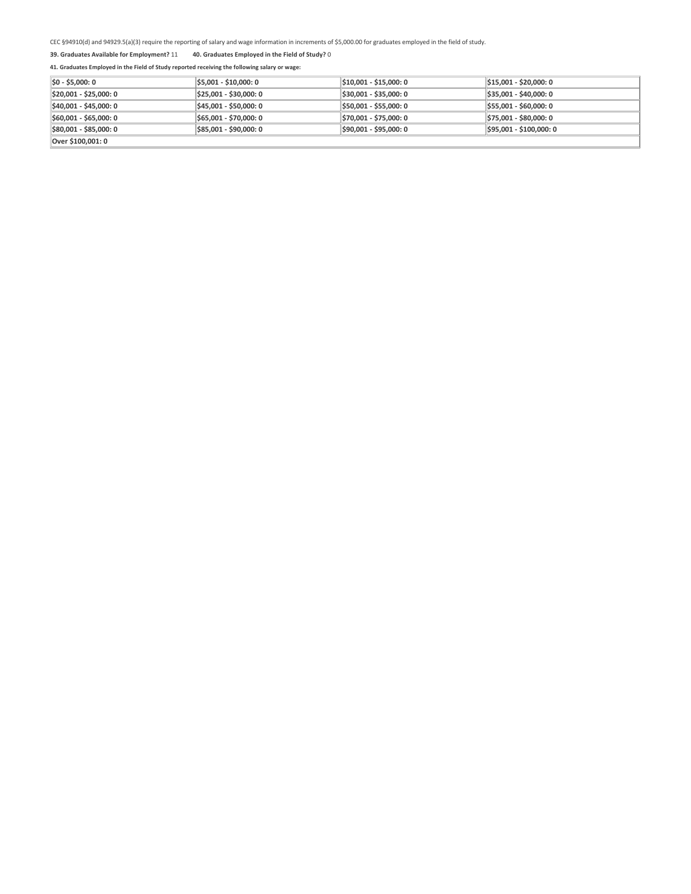CEC §94910(d) and 94929.5(a)(3) require the reporting of salary and wage information in increments of $5,000.00 for graduates employed in the field of study.

**39. Graduates Available for Employment?** 11 **40. Graduates Employed in the Field of Study?** 0

**41. Graduates Employed in the Field of Study reported receiving the following salary or wage:**

| | | | |
|---|---|---|---|
| **$0 - $5,000: 0** | **$5,001 - $10,000: 0** | **$10,001 - $15,000: 0** | **$15,001 - $20,000: 0** |
| **$20,001 - $25,000: 0** | **$25,001 - $30,000: 0** | **$30,001 - $35,000: 0** | **$35,001 - $40,000: 0** |
| **$40,001 - $45,000: 0** | **$45,001 - $50,000: 0** | **$50,001 - $55,000: 0** | **$55,001 - $60,000: 0** |
| **$60,001 - $65,000: 0** | **$65,001 - $70,000: 0** | **$70,001 - $75,000: 0** | **$75,001 - $80,000: 0** |
| **$80,001 - $85,000: 0** | **$85,001 - $90,000: 0** | **$90,001 - $95,000: 0** | **$95,001 - $100,000: 0** |
| **Over $100,001: 0** | | | |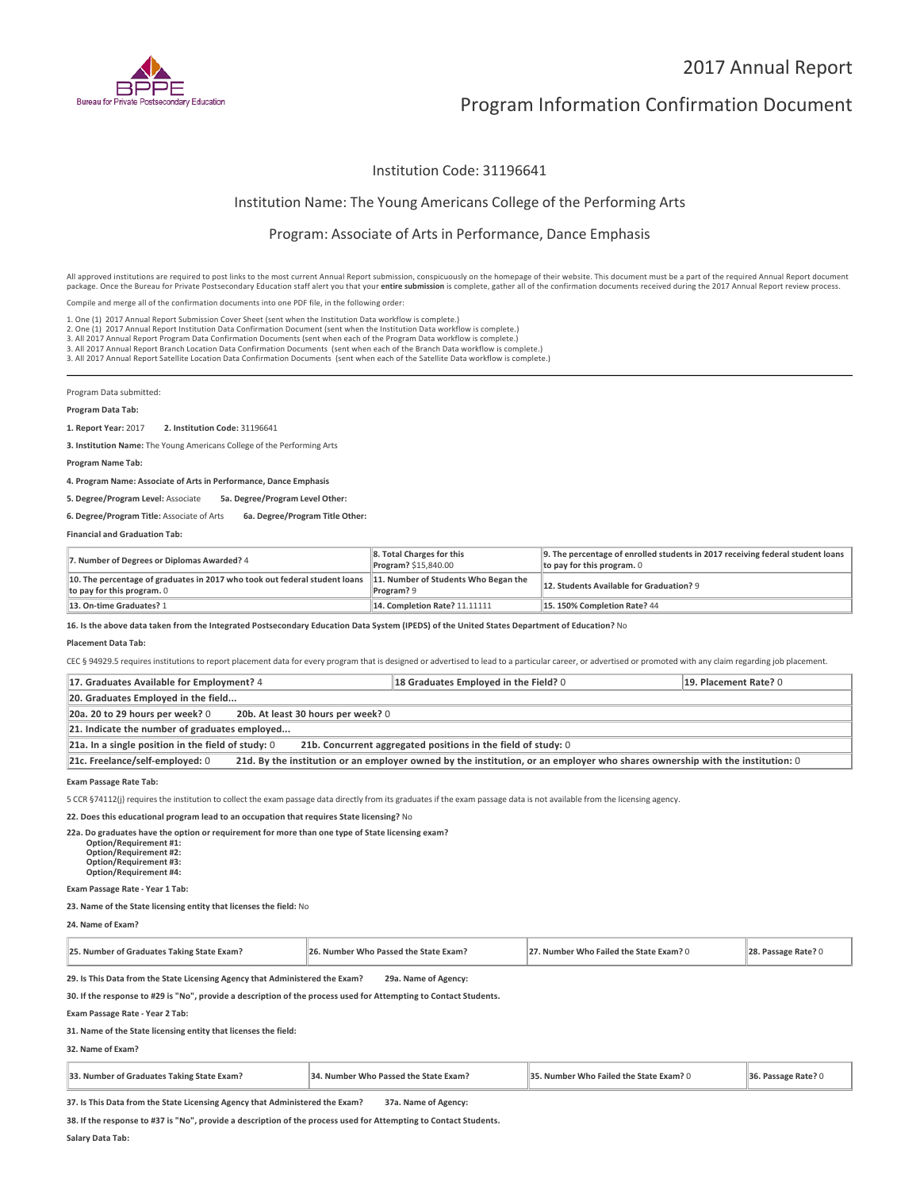# 2017 Annual Report

# Program Information Confirmation Document

## Institution Code: 31196641

## Institution Name: The Young Americans College of the Performing Arts

## Program: Associate of Arts in Performance, Dance Emphasis

All approved institutions are required to post links to the most current Annual Report submission, conspicuously on the homepage of their website. This document must be a part of the required Annual Report document package. Once the Bureau for Private Postsecondary Education staff alert you that your **entire submission** is complete, gather all of the confirmation documents received during the 2017 Annual Report review process.

Compile and merge all of the confirmation documents into one PDF file, in the following order:

1. One (1) 2017 Annual Report Submission Cover Sheet (sent when the Institution Data workflow is complete.)
2. One (1) 2017 Annual Report Institution Data Confirmation Document (sent when the Institution Data workflow is complete.)
3. All 2017 Annual Report Program Data Confirmation Documents (sent when each of the Program Data workflow is complete.)
3. All 2017 Annual Report Branch Location Data Confirmation Documents (sent when each of the Branch Data workflow is complete.)
3. All 2017 Annual Report Satellite Location Data Confirmation Documents (sent when each of the Satellite Data workflow is complete.)

---

Program Data submitted:

**Program Data Tab:**

**1. Report Year:** 2017 **2. Institution Code:** 31196641

**3. Institution Name:** The Young Americans College of the Performing Arts

**Program Name Tab:**

**4. Program Name: Associate of Arts in Performance, Dance Emphasis**

**5. Degree/Program Level:** Associate **5a. Degree/Program Level Other:**

**6. Degree/Program Title:** Associate of Arts **6a. Degree/Program Title Other:**

**Financial and Graduation Tab:**

| | | |
|---|---|---|
| **7. Number of Degrees or Diplomas Awarded?** 4 | **8. Total Charges for this Program?** $15,840.00 | **9. The percentage of enrolled students in 2017 receiving federal student loans to pay for this program.** 0 |
| **10. The percentage of graduates in 2017 who took out federal student loans to pay for this program.** 0 | **11. Number of Students Who Began the Program?** 9 | **12. Students Available for Graduation?** 9 |
| **13. On-time Graduates?** 1 | **14. Completion Rate?** 11.11111 | **15. 150% Completion Rate?** 44 |

**16. Is the above data taken from the Integrated Postsecondary Education Data System (IPEDS) of the United States Department of Education?** No

**Placement Data Tab:**

CEC § 94929.5 requires institutions to report placement data for every program that is designed or advertised to lead to a particular career, or advertised or promoted with any claim regarding job placement.

| | | |
|---|---|---|
| **17. Graduates Available for Employment?** 4 | **18 Graduates Employed in the Field?** 0 | **19. Placement Rate?** 0 |
| **20. Graduates Employed in the field...** | | |
| **20a. 20 to 29 hours per week?** 0 **20b. At least 30 hours per week?** 0 | | |
| **21. Indicate the number of graduates employed...** | | |
| **21a. In a single position in the field of study:** 0 **21b. Concurrent aggregated positions in the field of study:** 0 | | |
| **21c. Freelance/self-employed:** 0 **21d. By the institution or an employer owned by the institution, or an employer who shares ownership with the institution:** 0 | | |

**Exam Passage Rate Tab:**

5 CCR §74112(j) requires the institution to collect the exam passage data directly from its graduates if the exam passage data is not available from the licensing agency.

**22. Does this educational program lead to an occupation that requires State licensing?** No

**22a. Do graduates have the option or requirement for more than one type of State licensing exam?**
**Option/Requirement #1:**
**Option/Requirement #2:**
**Option/Requirement #3:**
**Option/Requirement #4:**

**Exam Passage Rate - Year 1 Tab:**

**23. Name of the State licensing entity that licenses the field:** No

**24. Name of Exam?**

| **25. Number of Graduates Taking State Exam?** | **26. Number Who Passed the State Exam?** | **27. Number Who Failed the State Exam?** 0 | **28. Passage Rate?** 0 |
|---|---|---|---|

**29. Is This Data from the State Licensing Agency that Administered the Exam?** **29a. Name of Agency:**

**30. If the response to #29 is "No", provide a description of the process used for Attempting to Contact Students.**

**Exam Passage Rate - Year 2 Tab:**

**31. Name of the State licensing entity that licenses the field:**

**32. Name of Exam?**

| **33. Number of Graduates Taking State Exam?** | **34. Number Who Passed the State Exam?** | **35. Number Who Failed the State Exam?** 0 | **36. Passage Rate?** 0 |
|---|---|---|---|

**37. Is This Data from the State Licensing Agency that Administered the Exam?** **37a. Name of Agency:**

**38. If the response to #37 is "No", provide a description of the process used for Attempting to Contact Students.**

**Salary Data Tab:**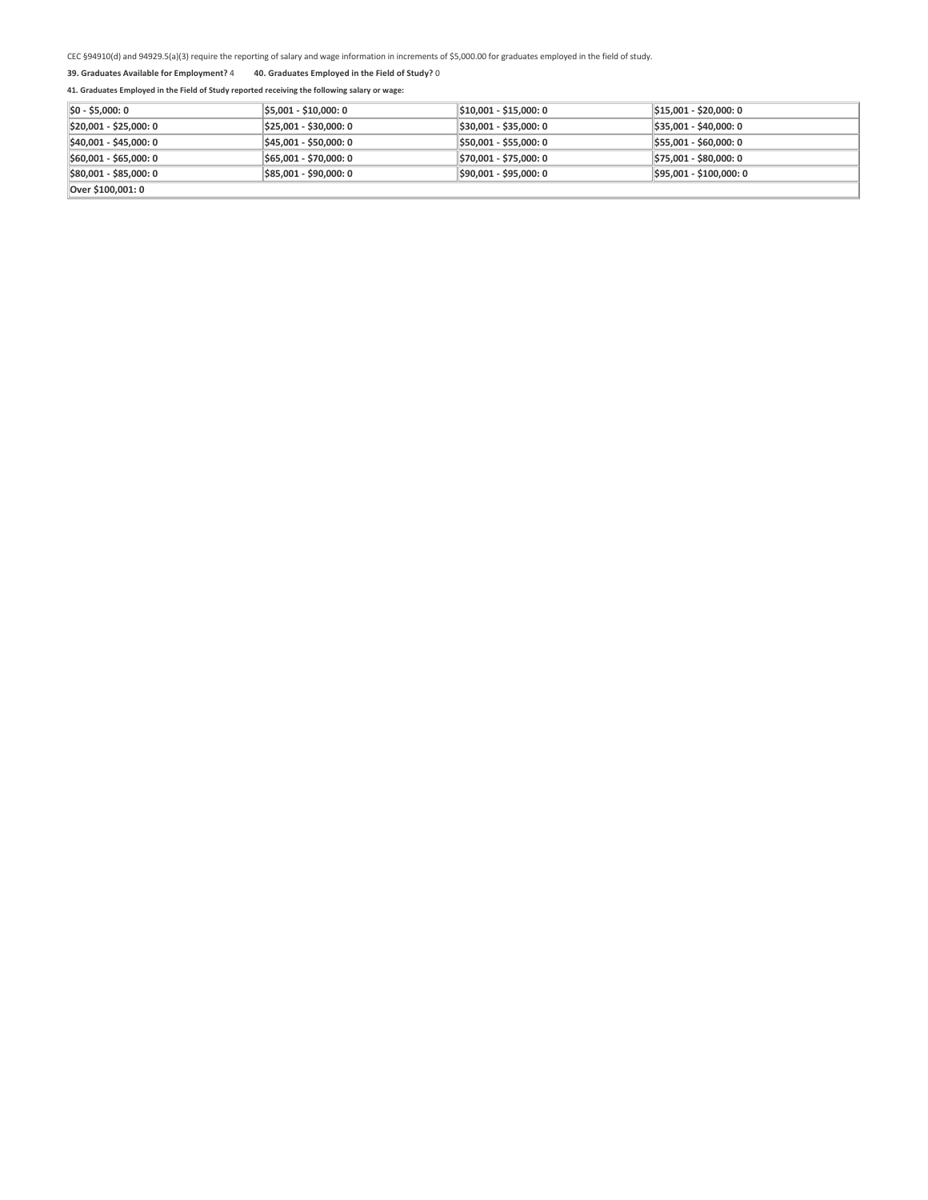CEC §94910(d) and 94929.5(a)(3) require the reporting of salary and wage information in increments of $5,000.00 for graduates employed in the field of study.

**39. Graduates Available for Employment?** 4 **40. Graduates Employed in the Field of Study?** 0

**41. Graduates Employed in the Field of Study reported receiving the following salary or wage:**

| | | | |
|---|---|---|---|
| **$0 - $5,000: 0** | **$5,001 - $10,000: 0** | **$10,001 - $15,000: 0** | **$15,001 - $20,000: 0** |
| **$20,001 - $25,000: 0** | **$25,001 - $30,000: 0** | **$30,001 - $35,000: 0** | **$35,001 - $40,000: 0** |
| **$40,001 - $45,000: 0** | **$45,001 - $50,000: 0** | **$50,001 - $55,000: 0** | **$55,001 - $60,000: 0** |
| **$60,001 - $65,000: 0** | **$65,001 - $70,000: 0** | **$70,001 - $75,000: 0** | **$75,001 - $80,000: 0** |
| **$80,001 - $85,000: 0** | **$85,001 - $90,000: 0** | **$90,001 - $95,000: 0** | **$95,001 - $100,000: 0** |
| **Over $100,001: 0** | | | |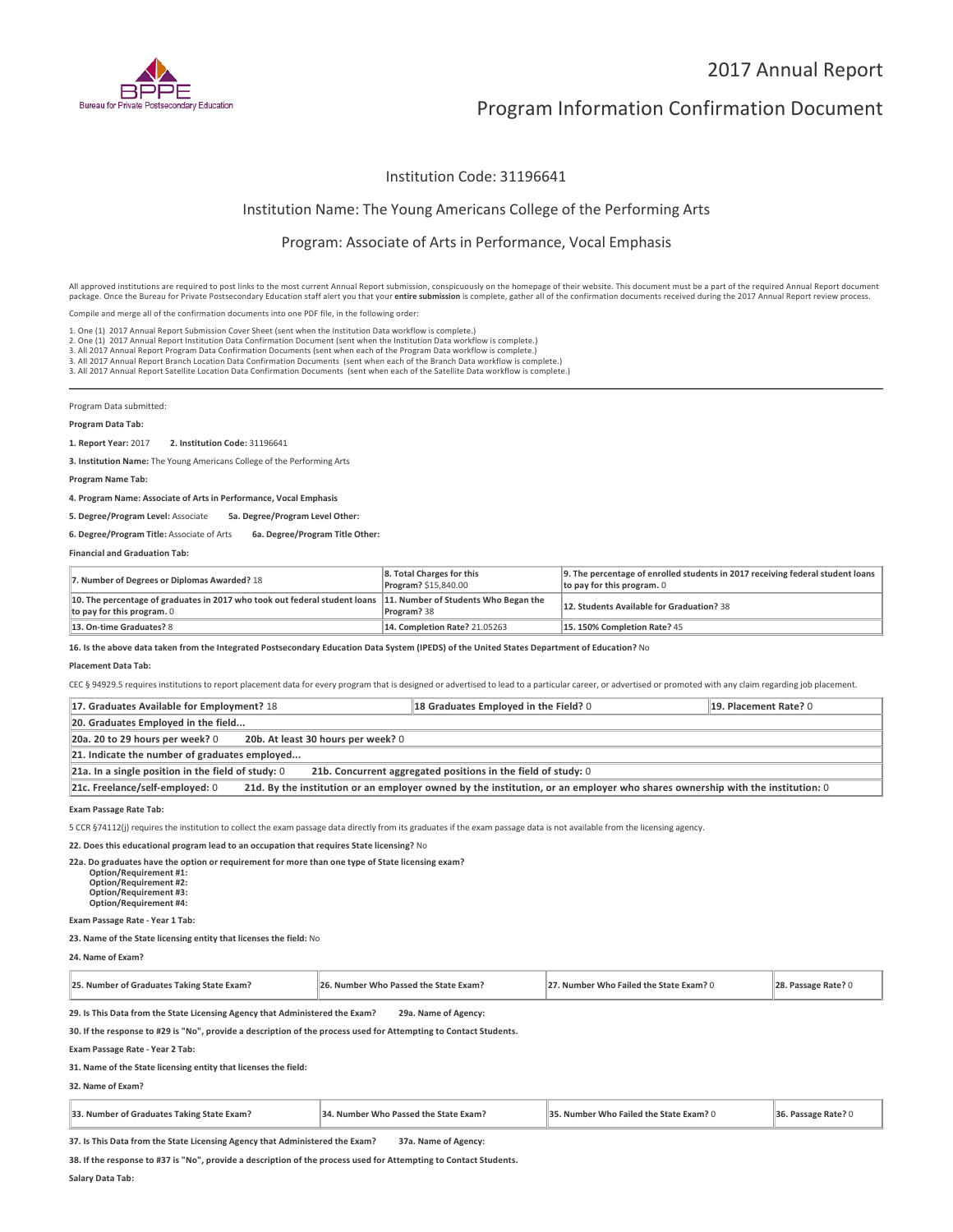BPPE
Bureau for Private Postsecondary Education

# 2017 Annual Report

# Program Information Confirmation Document

## Institution Code: 31196641

## Institution Name: The Young Americans College of the Performing Arts

## Program: Associate of Arts in Performance, Vocal Emphasis

All approved institutions are required to post links to the most current Annual Report submission, conspicuously on the homepage of their website. This document must be a part of the required Annual Report document package. Once the Bureau for Private Postsecondary Education staff alert you that your **entire submission** is complete, gather all of the confirmation documents received during the 2017 Annual Report review process.

Compile and merge all of the confirmation documents into one PDF file, in the following order:

1. One (1) 2017 Annual Report Submission Cover Sheet (sent when the Institution Data workflow is complete.)
2. One (1) 2017 Annual Report Institution Data Confirmation Document (sent when the Institution Data workflow is complete.)
3. All 2017 Annual Report Program Data Confirmation Documents (sent when each of the Program Data workflow is complete.)
3. All 2017 Annual Report Branch Location Data Confirmation Documents (sent when each of the Branch Data workflow is complete.)
3. All 2017 Annual Report Satellite Location Data Confirmation Documents (sent when each of the Satellite Data workflow is complete.)

---

Program Data submitted:

**Program Data Tab:**

**1. Report Year:** 2017 **2. Institution Code:** 31196641

**3. Institution Name:** The Young Americans College of the Performing Arts

**Program Name Tab:**

**4. Program Name: Associate of Arts in Performance, Vocal Emphasis**

**5. Degree/Program Level:** Associate **5a. Degree/Program Level Other:**

**6. Degree/Program Title:** Associate of Arts **6a. Degree/Program Title Other:**

**Financial and Graduation Tab:**

| | | |
|---|---|---|
| **7. Number of Degrees or Diplomas Awarded?** 18 | **8. Total Charges for this Program?** $15,840.00 | **9. The percentage of enrolled students in 2017 receiving federal student loans to pay for this program.** 0 |
| **10. The percentage of graduates in 2017 who took out federal student loans to pay for this program.** 0 | **11. Number of Students Who Began the Program?** 38 | **12. Students Available for Graduation?** 38 |
| **13. On-time Graduates?** 8 | **14. Completion Rate?** 21.05263 | **15. 150% Completion Rate?** 45 |

**16. Is the above data taken from the Integrated Postsecondary Education Data System (IPEDS) of the United States Department of Education?** No

**Placement Data Tab:**

CEC § 94929.5 requires institutions to report placement data for every program that is designed or advertised to lead to a particular career, or advertised or promoted with any claim regarding job placement.

| | | |
|---|---|---|
| **17. Graduates Available for Employment?** 18 | **18 Graduates Employed in the Field?** 0 | **19. Placement Rate?** 0 |
| **20. Graduates Employed in the field...** | | |
| **20a. 20 to 29 hours per week?** 0 **20b. At least 30 hours per week?** 0 | | |
| **21. Indicate the number of graduates employed...** | | |
| **21a. In a single position in the field of study:** 0 **21b. Concurrent aggregated positions in the field of study:** 0 | | |
| **21c. Freelance/self-employed:** 0 **21d. By the institution or an employer owned by the institution, or an employer who shares ownership with the institution:** 0 | | |

**Exam Passage Rate Tab:**

5 CCR §74112(j) requires the institution to collect the exam passage data directly from its graduates if the exam passage data is not available from the licensing agency.

**22. Does this educational program lead to an occupation that requires State licensing?** No

**22a. Do graduates have the option or requirement for more than one type of State licensing exam?**
**Option/Requirement #1:**
**Option/Requirement #2:**
**Option/Requirement #3:**
**Option/Requirement #4:**

**Exam Passage Rate - Year 1 Tab:**

**23. Name of the State licensing entity that licenses the field:** No

**24. Name of Exam?**

| **25. Number of Graduates Taking State Exam?** | **26. Number Who Passed the State Exam?** | **27. Number Who Failed the State Exam?** 0 | **28. Passage Rate?** 0 |
|---|---|---|---|

**29. Is This Data from the State Licensing Agency that Administered the Exam?** **29a. Name of Agency:**

**30. If the response to #29 is "No", provide a description of the process used for Attempting to Contact Students.**

**Exam Passage Rate - Year 2 Tab:**

**31. Name of the State licensing entity that licenses the field:**

**32. Name of Exam?**

| **33. Number of Graduates Taking State Exam?** | **34. Number Who Passed the State Exam?** | **35. Number Who Failed the State Exam?** 0 | **36. Passage Rate?** 0 |
|---|---|---|---|

**37. Is This Data from the State Licensing Agency that Administered the Exam?** **37a. Name of Agency:**

**38. If the response to #37 is "No", provide a description of the process used for Attempting to Contact Students.**

**Salary Data Tab:**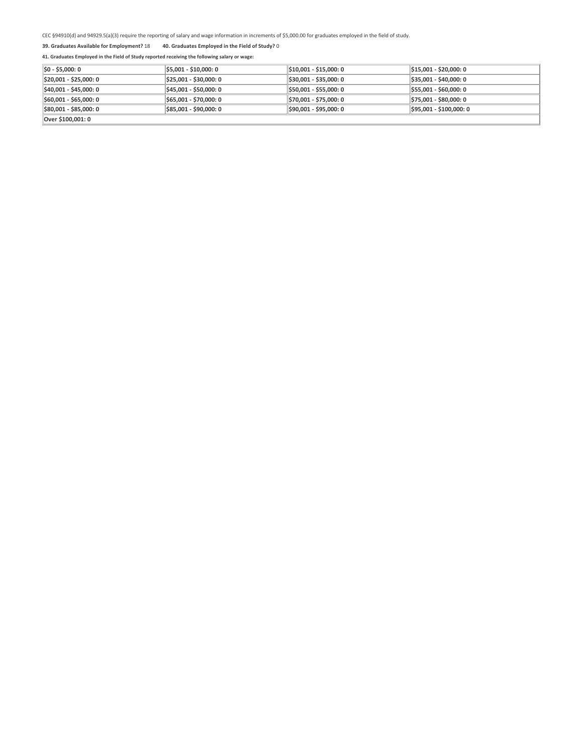CEC §94910(d) and 94929.5(a)(3) require the reporting of salary and wage information in increments of $5,000.00 for graduates employed in the field of study.

**39. Graduates Available for Employment?** 18  **40. Graduates Employed in the Field of Study?** 0

**41. Graduates Employed in the Field of Study reported receiving the following salary or wage:**

| | | | |
|---|---|---|---|
| **$0 - $5,000: 0** | **$5,001 - $10,000: 0** | **$10,001 - $15,000: 0** | **$15,001 - $20,000: 0** |
| **$20,001 - $25,000: 0** | **$25,001 - $30,000: 0** | **$30,001 - $35,000: 0** | **$35,001 - $40,000: 0** |
| **$40,001 - $45,000: 0** | **$45,001 - $50,000: 0** | **$50,001 - $55,000: 0** | **$55,001 - $60,000: 0** |
| **$60,001 - $65,000: 0** | **$65,001 - $70,000: 0** | **$70,001 - $75,000: 0** | **$75,001 - $80,000: 0** |
| **$80,001 - $85,000: 0** | **$85,001 - $90,000: 0** | **$90,001 - $95,000: 0** | **$95,001 - $100,000: 0** |
| **Over $100,001: 0** | | | |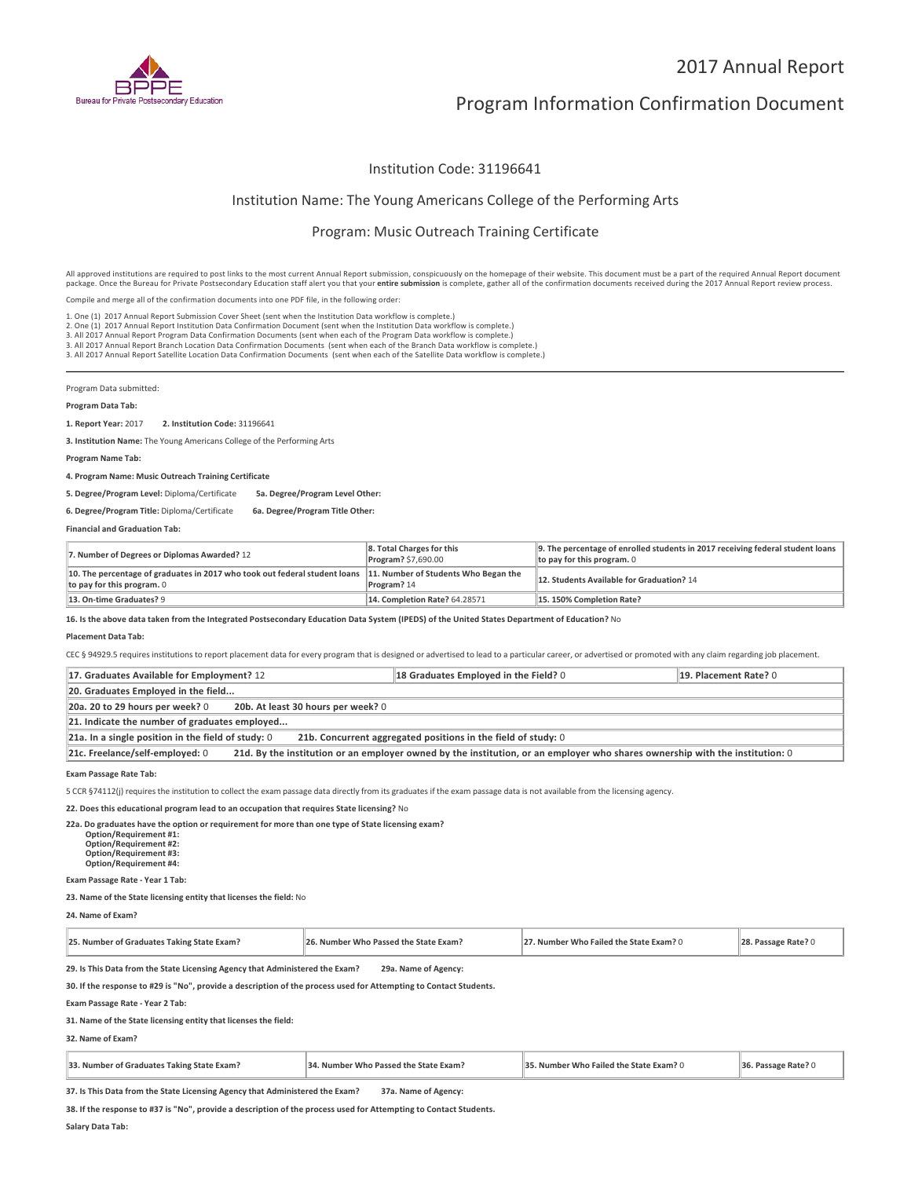# 2017 Annual Report

# Program Information Confirmation Document

Institution Code: 31196641

Institution Name: The Young Americans College of the Performing Arts

Program: Music Outreach Training Certificate

All approved institutions are required to post links to the most current Annual Report submission, conspicuously on the homepage of their website. This document must be a part of the required Annual Report document package. Once the Bureau for Private Postsecondary Education staff alert you that your **entire submission** is complete, gather all of the confirmation documents received during the 2017 Annual Report review process.

Compile and merge all of the confirmation documents into one PDF file, in the following order:

1. One (1) 2017 Annual Report Submission Cover Sheet (sent when the Institution Data workflow is complete.)
2. One (1) 2017 Annual Report Institution Data Confirmation Document (sent when the Institution Data workflow is complete.)
3. All 2017 Annual Report Program Data Confirmation Documents (sent when each of the Program Data workflow is complete.)
3. All 2017 Annual Report Branch Location Data Confirmation Documents (sent when each of the Branch Data workflow is complete.)
3. All 2017 Annual Report Satellite Location Data Confirmation Documents (sent when each of the Satellite Data workflow is complete.)

---

Program Data submitted:

**Program Data Tab:**

**1. Report Year:** 2017 **2. Institution Code:** 31196641

**3. Institution Name:** The Young Americans College of the Performing Arts

**Program Name Tab:**

**4. Program Name: Music Outreach Training Certificate**

**5. Degree/Program Level:** Diploma/Certificate **5a. Degree/Program Level Other:**

**6. Degree/Program Title:** Diploma/Certificate **6a. Degree/Program Title Other:**

**Financial and Graduation Tab:**

| | | |
|---|---|---|
| **7. Number of Degrees or Diplomas Awarded?** 12 | **8. Total Charges for this Program?** $7,690.00 | **9. The percentage of enrolled students in 2017 receiving federal student loans to pay for this program.** 0 |
| **10. The percentage of graduates in 2017 who took out federal student loans to pay for this program.** 0 | **11. Number of Students Who Began the Program?** 14 | **12. Students Available for Graduation?** 14 |
| **13. On-time Graduates?** 9 | **14. Completion Rate?** 64.28571 | **15. 150% Completion Rate?** |

**16. Is the above data taken from the Integrated Postsecondary Education Data System (IPEDS) of the United States Department of Education?** No

**Placement Data Tab:**

CEC § 94929.5 requires institutions to report placement data for every program that is designed or advertised to lead to a particular career, or advertised or promoted with any claim regarding job placement.

| | | |
|---|---|---|
| **17. Graduates Available for Employment?** 12 | **18 Graduates Employed in the Field?** 0 | **19. Placement Rate?** 0 |
| **20. Graduates Employed in the field...** | | |
| **20a. 20 to 29 hours per week?** 0 | **20b. At least 30 hours per week?** 0 | |
| **21. Indicate the number of graduates employed...** | | |
| **21a. In a single position in the field of study:** 0 | **21b. Concurrent aggregated positions in the field of study:** 0 | |
| **21c. Freelance/self-employed:** 0 | **21d. By the institution or an employer owned by the institution, or an employer who shares ownership with the institution:** 0 | |

**Exam Passage Rate Tab:**

5 CCR §74112(j) requires the institution to collect the exam passage data directly from its graduates if the exam passage data is not available from the licensing agency.

**22. Does this educational program lead to an occupation that requires State licensing?** No

**22a. Do graduates have the option or requirement for more than one type of State licensing exam?**
**Option/Requirement #1:**
**Option/Requirement #2:**
**Option/Requirement #3:**
**Option/Requirement #4:**

**Exam Passage Rate - Year 1 Tab:**

**23. Name of the State licensing entity that licenses the field:** No

**24. Name of Exam?**

| **25. Number of Graduates Taking State Exam?** | **26. Number Who Passed the State Exam?** | **27. Number Who Failed the State Exam?** 0 | **28. Passage Rate?** 0 |
|---|---|---|---|

**29. Is This Data from the State Licensing Agency that Administered the Exam?** **29a. Name of Agency:**

**30. If the response to #29 is "No", provide a description of the process used for Attempting to Contact Students.**

**Exam Passage Rate - Year 2 Tab:**

**31. Name of the State licensing entity that licenses the field:**

**32. Name of Exam?**

| **33. Number of Graduates Taking State Exam?** | **34. Number Who Passed the State Exam?** | **35. Number Who Failed the State Exam?** 0 | **36. Passage Rate?** 0 |
|---|---|---|---|

**37. Is This Data from the State Licensing Agency that Administered the Exam?** **37a. Name of Agency:**

**38. If the response to #37 is "No", provide a description of the process used for Attempting to Contact Students.**

**Salary Data Tab:**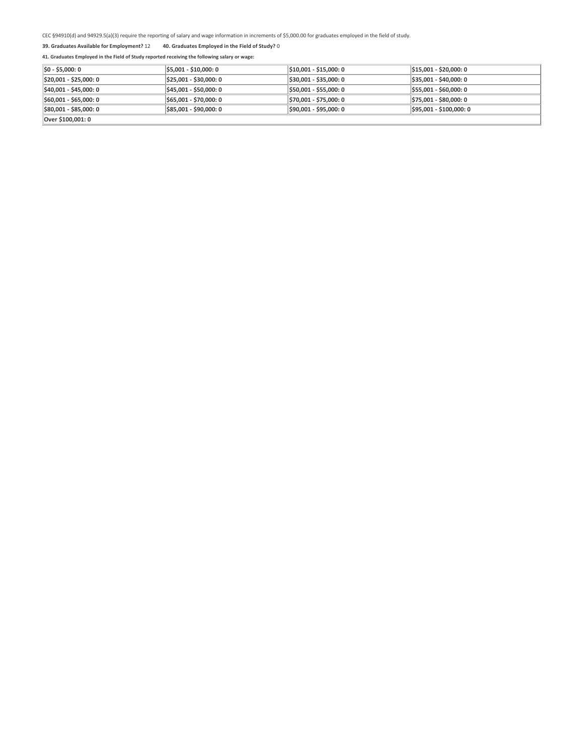CEC §94910(d) and 94929.5(a)(3) require the reporting of salary and wage information in increments of $5,000.00 for graduates employed in the field of study.

**39. Graduates Available for Employment?** 12 **40. Graduates Employed in the Field of Study?** 0

**41. Graduates Employed in the Field of Study reported receiving the following salary or wage:**

| | | | |
|---|---|---|---|
| **$0 - $5,000: 0** | **$5,001 - $10,000: 0** | **$10,001 - $15,000: 0** | **$15,001 - $20,000: 0** |
| **$20,001 - $25,000: 0** | **$25,001 - $30,000: 0** | **$30,001 - $35,000: 0** | **$35,001 - $40,000: 0** |
| **$40,001 - $45,000: 0** | **$45,001 - $50,000: 0** | **$50,001 - $55,000: 0** | **$55,001 - $60,000: 0** |
| **$60,001 - $65,000: 0** | **$65,001 - $70,000: 0** | **$70,001 - $75,000: 0** | **$75,001 - $80,000: 0** |
| **$80,001 - $85,000: 0** | **$85,001 - $90,000: 0** | **$90,001 - $95,000: 0** | **$95,001 - $100,000: 0** |
| **Over $100,001: 0** | | | |